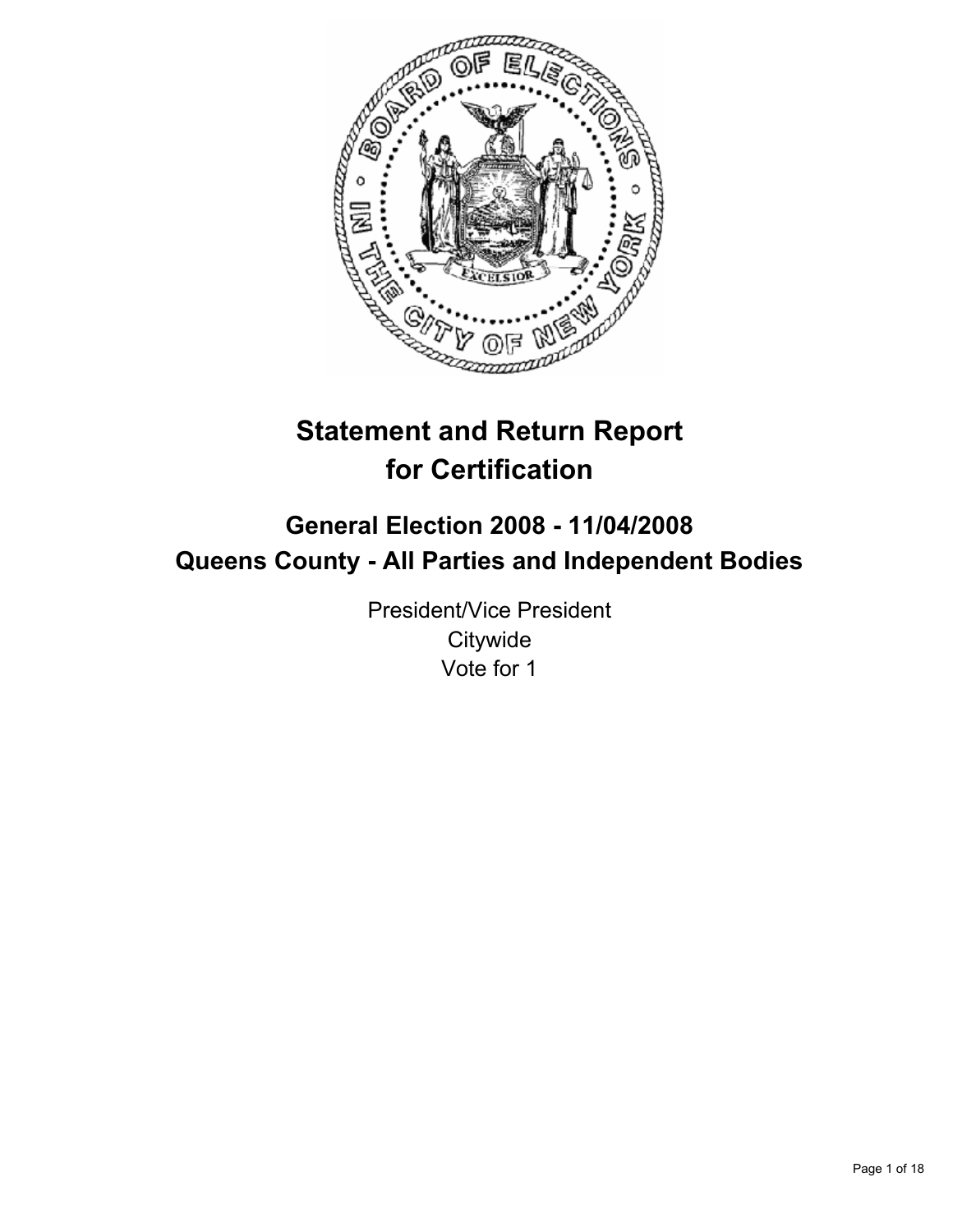# Statement and Return Report for Certification

## General Election 2008 - 11/04/2008
## Queens County - All Parties and Independent Bodies

President/Vice President
Citywide
Vote for 1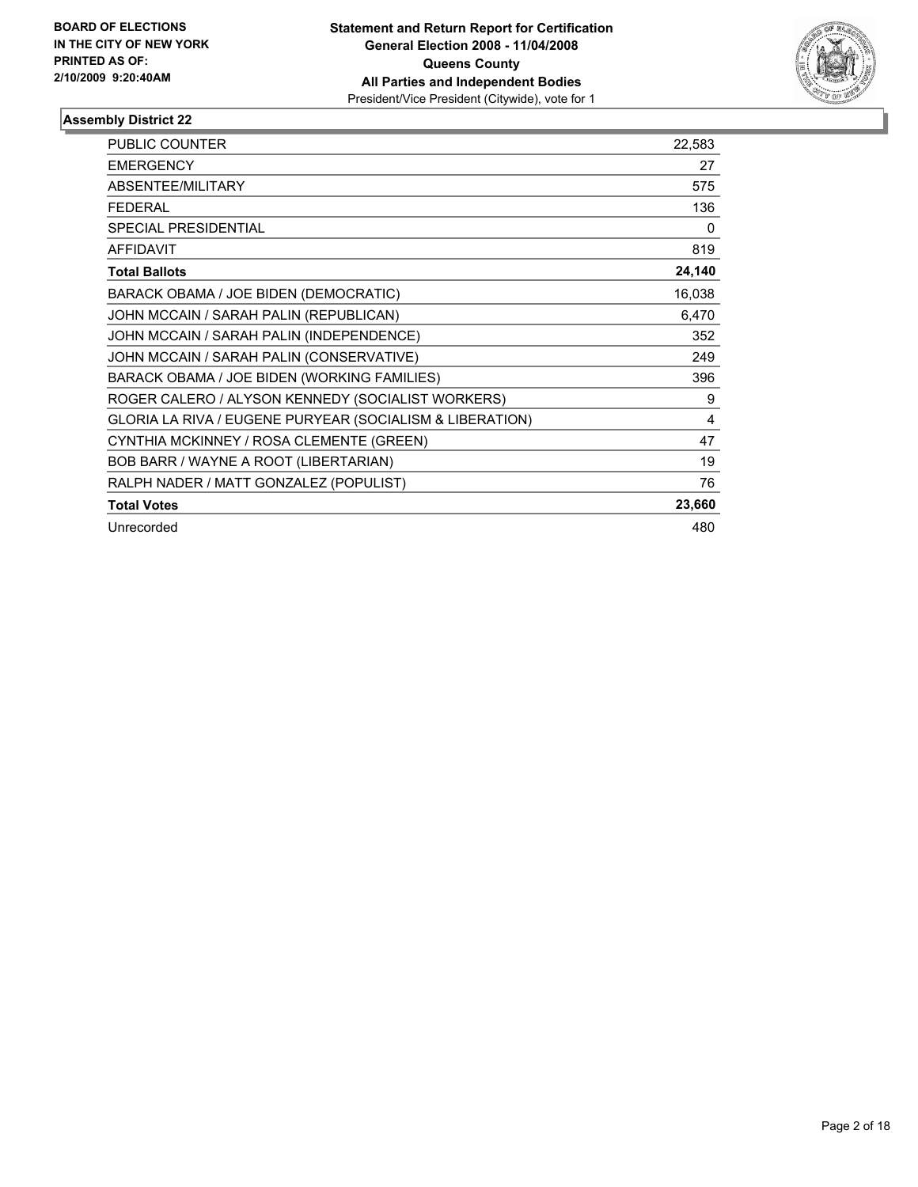**BOARD OF ELECTIONS IN THE CITY OF NEW YORK PRINTED AS OF: 2/10/2009 9:20:40AM**

**Statement and Return Report for Certification**
**General Election 2008 - 11/04/2008**
**Queens County**
**All Parties and Independent Bodies**
President/Vice President (Citywide), vote for 1

## Assembly District 22

| | |
|---|---|
| PUBLIC COUNTER | 22,583 |
| EMERGENCY | 27 |
| ABSENTEE/MILITARY | 575 |
| FEDERAL | 136 |
| SPECIAL PRESIDENTIAL | 0 |
| AFFIDAVIT | 819 |
| **Total Ballots** | **24,140** |
| BARACK OBAMA / JOE BIDEN (DEMOCRATIC) | 16,038 |
| JOHN MCCAIN / SARAH PALIN (REPUBLICAN) | 6,470 |
| JOHN MCCAIN / SARAH PALIN (INDEPENDENCE) | 352 |
| JOHN MCCAIN / SARAH PALIN (CONSERVATIVE) | 249 |
| BARACK OBAMA / JOE BIDEN (WORKING FAMILIES) | 396 |
| ROGER CALERO / ALYSON KENNEDY (SOCIALIST WORKERS) | 9 |
| GLORIA LA RIVA / EUGENE PURYEAR (SOCIALISM & LIBERATION) | 4 |
| CYNTHIA MCKINNEY / ROSA CLEMENTE (GREEN) | 47 |
| BOB BARR / WAYNE A ROOT (LIBERTARIAN) | 19 |
| RALPH NADER / MATT GONZALEZ (POPULIST) | 76 |
| **Total Votes** | **23,660** |
| Unrecorded | 480 |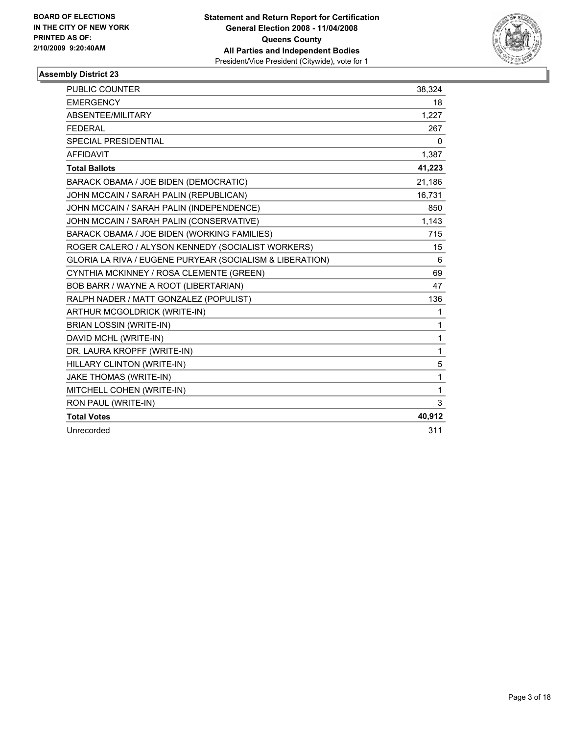**BOARD OF ELECTIONS IN THE CITY OF NEW YORK PRINTED AS OF: 2/10/2009 9:20:40AM**

# Statement and Return Report for Certification
## General Election 2008 - 11/04/2008
## Queens County
## All Parties and Independent Bodies

President/Vice President (Citywide), vote for 1

### Assembly District 23

| | |
|---|---|
| PUBLIC COUNTER | 38,324 |
| EMERGENCY | 18 |
| ABSENTEE/MILITARY | 1,227 |
| FEDERAL | 267 |
| SPECIAL PRESIDENTIAL | 0 |
| AFFIDAVIT | 1,387 |
| **Total Ballots** | **41,223** |
| BARACK OBAMA / JOE BIDEN (DEMOCRATIC) | 21,186 |
| JOHN MCCAIN / SARAH PALIN (REPUBLICAN) | 16,731 |
| JOHN MCCAIN / SARAH PALIN (INDEPENDENCE) | 850 |
| JOHN MCCAIN / SARAH PALIN (CONSERVATIVE) | 1,143 |
| BARACK OBAMA / JOE BIDEN (WORKING FAMILIES) | 715 |
| ROGER CALERO / ALYSON KENNEDY (SOCIALIST WORKERS) | 15 |
| GLORIA LA RIVA / EUGENE PURYEAR (SOCIALISM & LIBERATION) | 6 |
| CYNTHIA MCKINNEY / ROSA CLEMENTE (GREEN) | 69 |
| BOB BARR / WAYNE A ROOT (LIBERTARIAN) | 47 |
| RALPH NADER / MATT GONZALEZ (POPULIST) | 136 |
| ARTHUR MCGOLDRICK (WRITE-IN) | 1 |
| BRIAN LOSSIN (WRITE-IN) | 1 |
| DAVID MCHL (WRITE-IN) | 1 |
| DR. LAURA KROPFF (WRITE-IN) | 1 |
| HILLARY CLINTON (WRITE-IN) | 5 |
| JAKE THOMAS (WRITE-IN) | 1 |
| MITCHELL COHEN (WRITE-IN) | 1 |
| RON PAUL (WRITE-IN) | 3 |
| **Total Votes** | **40,912** |
| Unrecorded | 311 |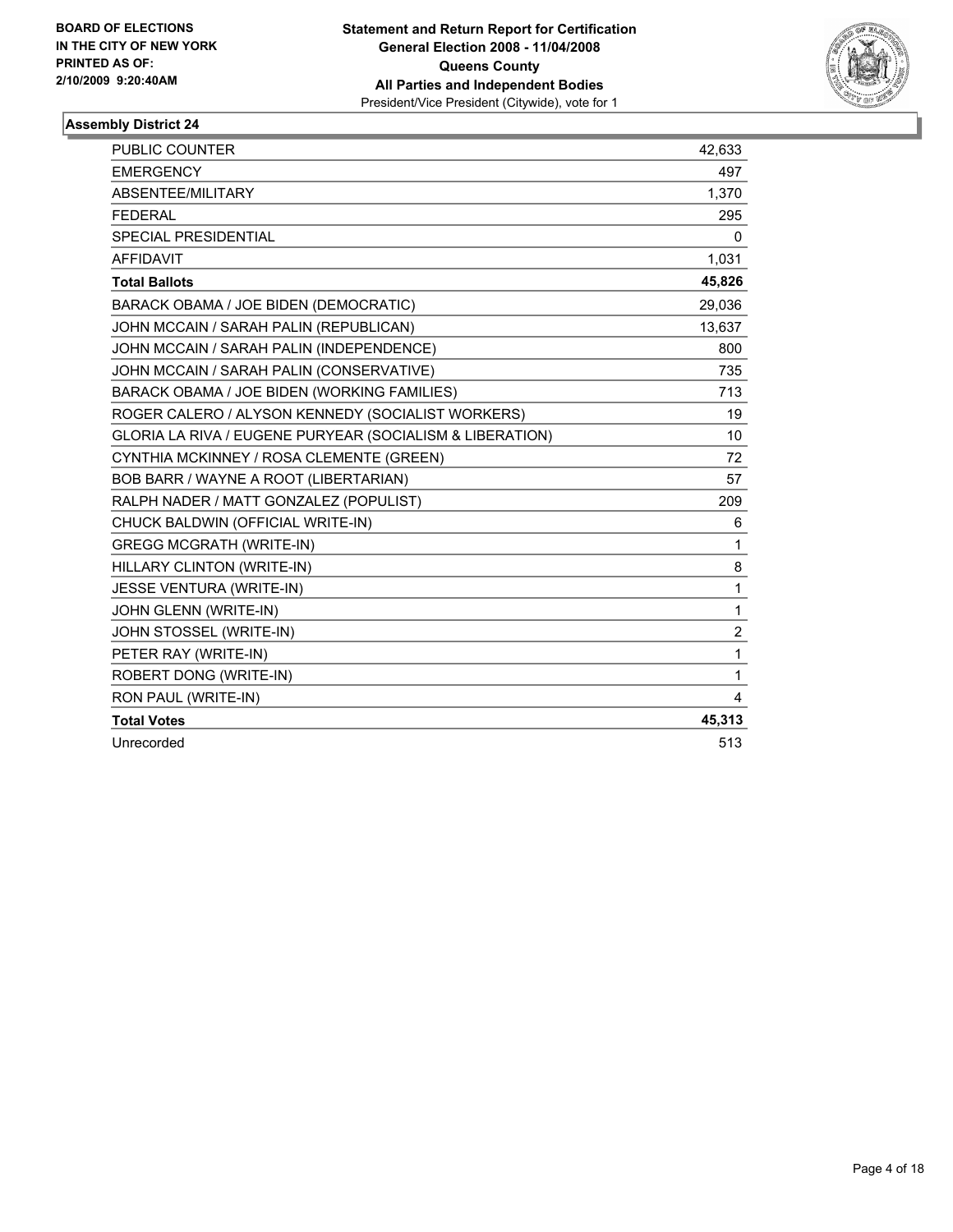**BOARD OF ELECTIONS**
**IN THE CITY OF NEW YORK**
**PRINTED AS OF:**
**2/10/2009 9:20:40AM**

**Statement and Return Report for Certification**
**General Election 2008 - 11/04/2008**
**Queens County**
**All Parties and Independent Bodies**
President/Vice President (Citywide), vote for 1

### Assembly District 24

| | |
|---|---|
| PUBLIC COUNTER | 42,633 |
| EMERGENCY | 497 |
| ABSENTEE/MILITARY | 1,370 |
| FEDERAL | 295 |
| SPECIAL PRESIDENTIAL | 0 |
| AFFIDAVIT | 1,031 |
| **Total Ballots** | **45,826** |
| BARACK OBAMA / JOE BIDEN (DEMOCRATIC) | 29,036 |
| JOHN MCCAIN / SARAH PALIN (REPUBLICAN) | 13,637 |
| JOHN MCCAIN / SARAH PALIN (INDEPENDENCE) | 800 |
| JOHN MCCAIN / SARAH PALIN (CONSERVATIVE) | 735 |
| BARACK OBAMA / JOE BIDEN (WORKING FAMILIES) | 713 |
| ROGER CALERO / ALYSON KENNEDY (SOCIALIST WORKERS) | 19 |
| GLORIA LA RIVA / EUGENE PURYEAR (SOCIALISM & LIBERATION) | 10 |
| CYNTHIA MCKINNEY / ROSA CLEMENTE (GREEN) | 72 |
| BOB BARR / WAYNE A ROOT (LIBERTARIAN) | 57 |
| RALPH NADER / MATT GONZALEZ (POPULIST) | 209 |
| CHUCK BALDWIN (OFFICIAL WRITE-IN) | 6 |
| GREGG MCGRATH (WRITE-IN) | 1 |
| HILLARY CLINTON (WRITE-IN) | 8 |
| JESSE VENTURA (WRITE-IN) | 1 |
| JOHN GLENN (WRITE-IN) | 1 |
| JOHN STOSSEL (WRITE-IN) | 2 |
| PETER RAY (WRITE-IN) | 1 |
| ROBERT DONG (WRITE-IN) | 1 |
| RON PAUL (WRITE-IN) | 4 |
| **Total Votes** | **45,313** |
| Unrecorded | 513 |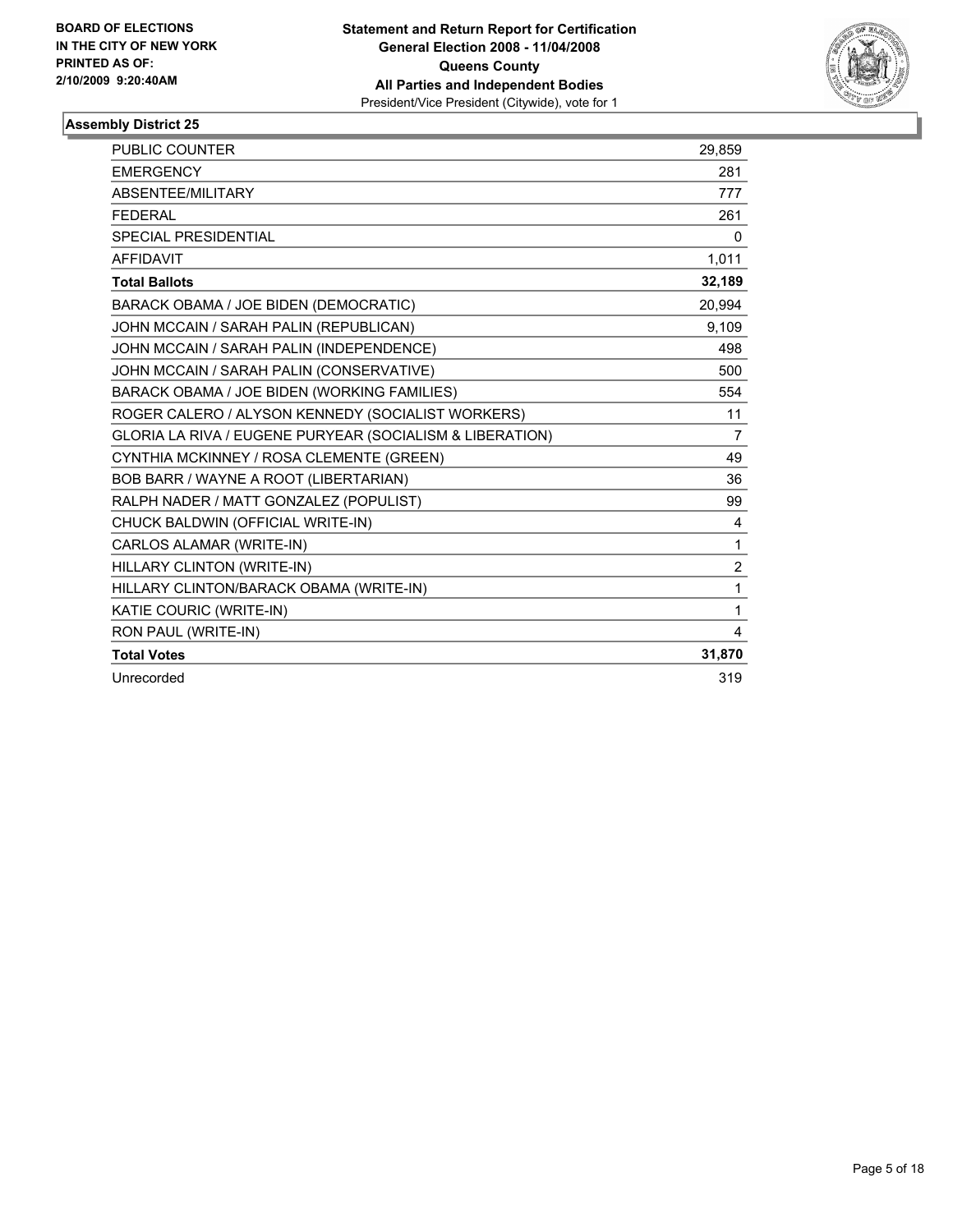**BOARD OF ELECTIONS IN THE CITY OF NEW YORK PRINTED AS OF: 2/10/2009 9:20:40AM**

# Statement and Return Report for Certification
## General Election 2008 - 11/04/2008
## Queens County
## All Parties and Independent Bodies
President/Vice President (Citywide), vote for 1

### Assembly District 25

| | |
|---|---|
| PUBLIC COUNTER | 29,859 |
| EMERGENCY | 281 |
| ABSENTEE/MILITARY | 777 |
| FEDERAL | 261 |
| SPECIAL PRESIDENTIAL | 0 |
| AFFIDAVIT | 1,011 |
| **Total Ballots** | **32,189** |
| BARACK OBAMA / JOE BIDEN (DEMOCRATIC) | 20,994 |
| JOHN MCCAIN / SARAH PALIN (REPUBLICAN) | 9,109 |
| JOHN MCCAIN / SARAH PALIN (INDEPENDENCE) | 498 |
| JOHN MCCAIN / SARAH PALIN (CONSERVATIVE) | 500 |
| BARACK OBAMA / JOE BIDEN (WORKING FAMILIES) | 554 |
| ROGER CALERO / ALYSON KENNEDY (SOCIALIST WORKERS) | 11 |
| GLORIA LA RIVA / EUGENE PURYEAR (SOCIALISM & LIBERATION) | 7 |
| CYNTHIA MCKINNEY / ROSA CLEMENTE (GREEN) | 49 |
| BOB BARR / WAYNE A ROOT (LIBERTARIAN) | 36 |
| RALPH NADER / MATT GONZALEZ (POPULIST) | 99 |
| CHUCK BALDWIN (OFFICIAL WRITE-IN) | 4 |
| CARLOS ALAMAR (WRITE-IN) | 1 |
| HILLARY CLINTON (WRITE-IN) | 2 |
| HILLARY CLINTON/BARACK OBAMA (WRITE-IN) | 1 |
| KATIE COURIC (WRITE-IN) | 1 |
| RON PAUL (WRITE-IN) | 4 |
| **Total Votes** | **31,870** |
| Unrecorded | 319 |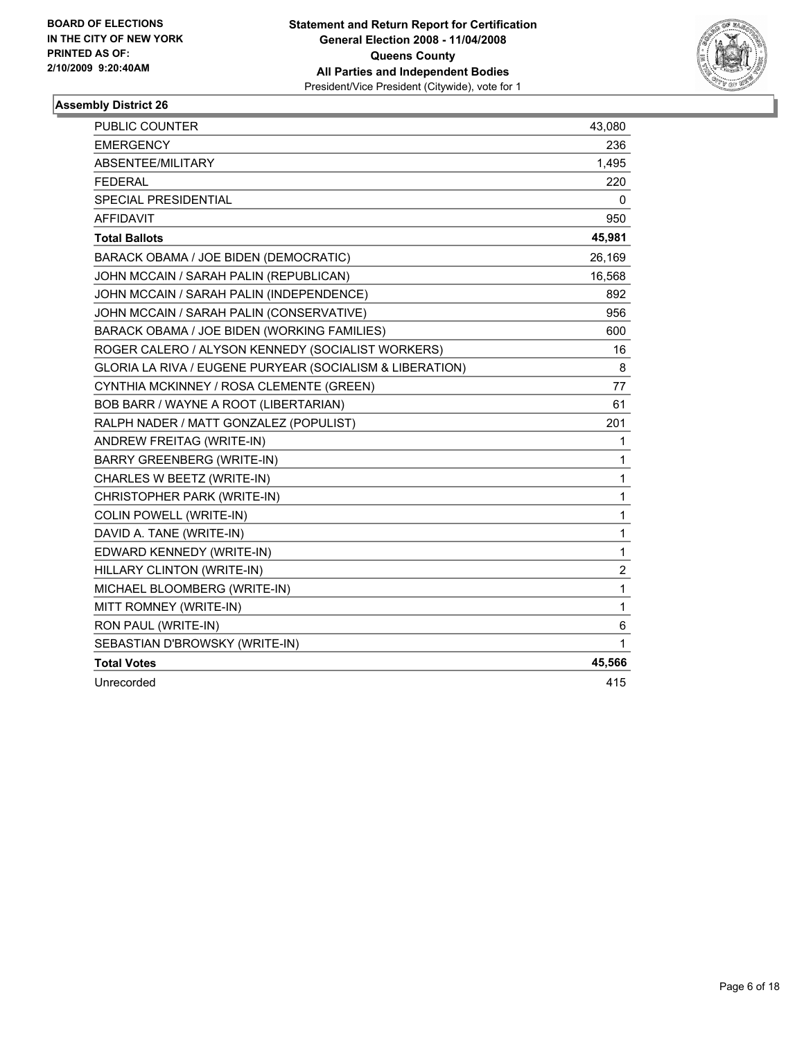**BOARD OF ELECTIONS IN THE CITY OF NEW YORK PRINTED AS OF: 2/10/2009 9:20:40AM**

**Statement and Return Report for Certification General Election 2008 - 11/04/2008 Queens County All Parties and Independent Bodies**
President/Vice President (Citywide), vote for 1

### Assembly District 26

| | |
|---|---|
| PUBLIC COUNTER | 43,080 |
| EMERGENCY | 236 |
| ABSENTEE/MILITARY | 1,495 |
| FEDERAL | 220 |
| SPECIAL PRESIDENTIAL | 0 |
| AFFIDAVIT | 950 |
| **Total Ballots** | **45,981** |
| BARACK OBAMA / JOE BIDEN (DEMOCRATIC) | 26,169 |
| JOHN MCCAIN / SARAH PALIN (REPUBLICAN) | 16,568 |
| JOHN MCCAIN / SARAH PALIN (INDEPENDENCE) | 892 |
| JOHN MCCAIN / SARAH PALIN (CONSERVATIVE) | 956 |
| BARACK OBAMA / JOE BIDEN (WORKING FAMILIES) | 600 |
| ROGER CALERO / ALYSON KENNEDY (SOCIALIST WORKERS) | 16 |
| GLORIA LA RIVA / EUGENE PURYEAR (SOCIALISM & LIBERATION) | 8 |
| CYNTHIA MCKINNEY / ROSA CLEMENTE (GREEN) | 77 |
| BOB BARR / WAYNE A ROOT (LIBERTARIAN) | 61 |
| RALPH NADER / MATT GONZALEZ (POPULIST) | 201 |
| ANDREW FREITAG (WRITE-IN) | 1 |
| BARRY GREENBERG (WRITE-IN) | 1 |
| CHARLES W BEETZ (WRITE-IN) | 1 |
| CHRISTOPHER PARK (WRITE-IN) | 1 |
| COLIN POWELL (WRITE-IN) | 1 |
| DAVID A. TANE (WRITE-IN) | 1 |
| EDWARD KENNEDY (WRITE-IN) | 1 |
| HILLARY CLINTON (WRITE-IN) | 2 |
| MICHAEL BLOOMBERG (WRITE-IN) | 1 |
| MITT ROMNEY (WRITE-IN) | 1 |
| RON PAUL (WRITE-IN) | 6 |
| SEBASTIAN D'BROWSKY (WRITE-IN) | 1 |
| **Total Votes** | **45,566** |
| Unrecorded | 415 |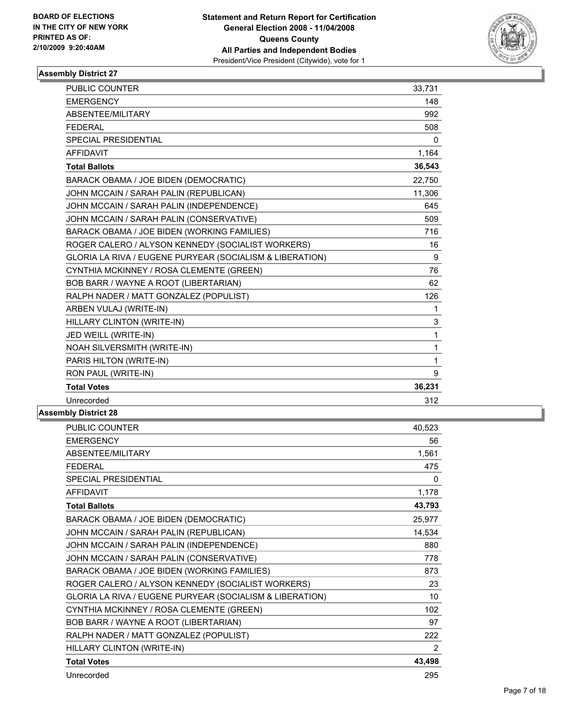BOARD OF ELECTIONS
IN THE CITY OF NEW YORK
PRINTED AS OF:
2/10/2009 9:20:40AM

**Statement and Return Report for Certification**
**General Election 2008 - 11/04/2008**
**Queens County**
**All Parties and Independent Bodies**
President/Vice President (Citywide), vote for 1

### Assembly District 27

| | |
|---|---|
| PUBLIC COUNTER | 33,731 |
| EMERGENCY | 148 |
| ABSENTEE/MILITARY | 992 |
| FEDERAL | 508 |
| SPECIAL PRESIDENTIAL | 0 |
| AFFIDAVIT | 1,164 |
| **Total Ballots** | **36,543** |
| BARACK OBAMA / JOE BIDEN (DEMOCRATIC) | 22,750 |
| JOHN MCCAIN / SARAH PALIN (REPUBLICAN) | 11,306 |
| JOHN MCCAIN / SARAH PALIN (INDEPENDENCE) | 645 |
| JOHN MCCAIN / SARAH PALIN (CONSERVATIVE) | 509 |
| BARACK OBAMA / JOE BIDEN (WORKING FAMILIES) | 716 |
| ROGER CALERO / ALYSON KENNEDY (SOCIALIST WORKERS) | 16 |
| GLORIA LA RIVA / EUGENE PURYEAR (SOCIALISM & LIBERATION) | 9 |
| CYNTHIA MCKINNEY / ROSA CLEMENTE (GREEN) | 76 |
| BOB BARR / WAYNE A ROOT (LIBERTARIAN) | 62 |
| RALPH NADER / MATT GONZALEZ (POPULIST) | 126 |
| ARBEN VULAJ (WRITE-IN) | 1 |
| HILLARY CLINTON (WRITE-IN) | 3 |
| JED WEILL (WRITE-IN) | 1 |
| NOAH SILVERSMITH (WRITE-IN) | 1 |
| PARIS HILTON (WRITE-IN) | 1 |
| RON PAUL (WRITE-IN) | 9 |
| **Total Votes** | **36,231** |
| Unrecorded | 312 |

### Assembly District 28

| | |
|---|---|
| PUBLIC COUNTER | 40,523 |
| EMERGENCY | 56 |
| ABSENTEE/MILITARY | 1,561 |
| FEDERAL | 475 |
| SPECIAL PRESIDENTIAL | 0 |
| AFFIDAVIT | 1,178 |
| **Total Ballots** | **43,793** |
| BARACK OBAMA / JOE BIDEN (DEMOCRATIC) | 25,977 |
| JOHN MCCAIN / SARAH PALIN (REPUBLICAN) | 14,534 |
| JOHN MCCAIN / SARAH PALIN (INDEPENDENCE) | 880 |
| JOHN MCCAIN / SARAH PALIN (CONSERVATIVE) | 778 |
| BARACK OBAMA / JOE BIDEN (WORKING FAMILIES) | 873 |
| ROGER CALERO / ALYSON KENNEDY (SOCIALIST WORKERS) | 23 |
| GLORIA LA RIVA / EUGENE PURYEAR (SOCIALISM & LIBERATION) | 10 |
| CYNTHIA MCKINNEY / ROSA CLEMENTE (GREEN) | 102 |
| BOB BARR / WAYNE A ROOT (LIBERTARIAN) | 97 |
| RALPH NADER / MATT GONZALEZ (POPULIST) | 222 |
| HILLARY CLINTON (WRITE-IN) | 2 |
| **Total Votes** | **43,498** |
| Unrecorded | 295 |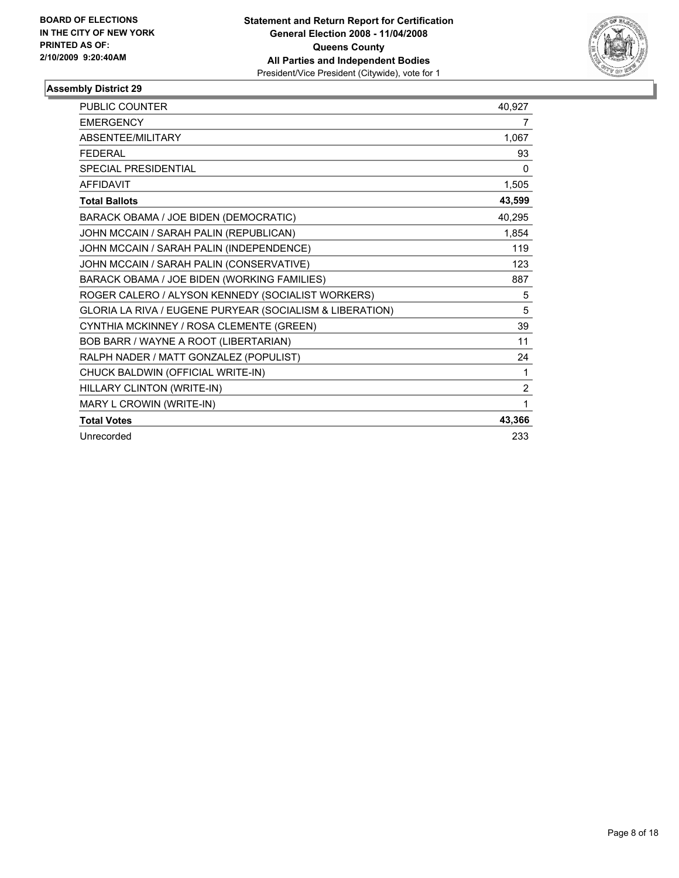**BOARD OF ELECTIONS IN THE CITY OF NEW YORK PRINTED AS OF: 2/10/2009 9:20:40AM**

**Statement and Return Report for Certification**
**General Election 2008 - 11/04/2008**
**Queens County**
**All Parties and Independent Bodies**
President/Vice President (Citywide), vote for 1

### Assembly District 29

| | |
|---|---|
| PUBLIC COUNTER | 40,927 |
| EMERGENCY | 7 |
| ABSENTEE/MILITARY | 1,067 |
| FEDERAL | 93 |
| SPECIAL PRESIDENTIAL | 0 |
| AFFIDAVIT | 1,505 |
| **Total Ballots** | **43,599** |
| BARACK OBAMA / JOE BIDEN (DEMOCRATIC) | 40,295 |
| JOHN MCCAIN / SARAH PALIN (REPUBLICAN) | 1,854 |
| JOHN MCCAIN / SARAH PALIN (INDEPENDENCE) | 119 |
| JOHN MCCAIN / SARAH PALIN (CONSERVATIVE) | 123 |
| BARACK OBAMA / JOE BIDEN (WORKING FAMILIES) | 887 |
| ROGER CALERO / ALYSON KENNEDY (SOCIALIST WORKERS) | 5 |
| GLORIA LA RIVA / EUGENE PURYEAR (SOCIALISM & LIBERATION) | 5 |
| CYNTHIA MCKINNEY / ROSA CLEMENTE (GREEN) | 39 |
| BOB BARR / WAYNE A ROOT (LIBERTARIAN) | 11 |
| RALPH NADER / MATT GONZALEZ (POPULIST) | 24 |
| CHUCK BALDWIN (OFFICIAL WRITE-IN) | 1 |
| HILLARY CLINTON (WRITE-IN) | 2 |
| MARY L CROWIN (WRITE-IN) | 1 |
| **Total Votes** | **43,366** |
| Unrecorded | 233 |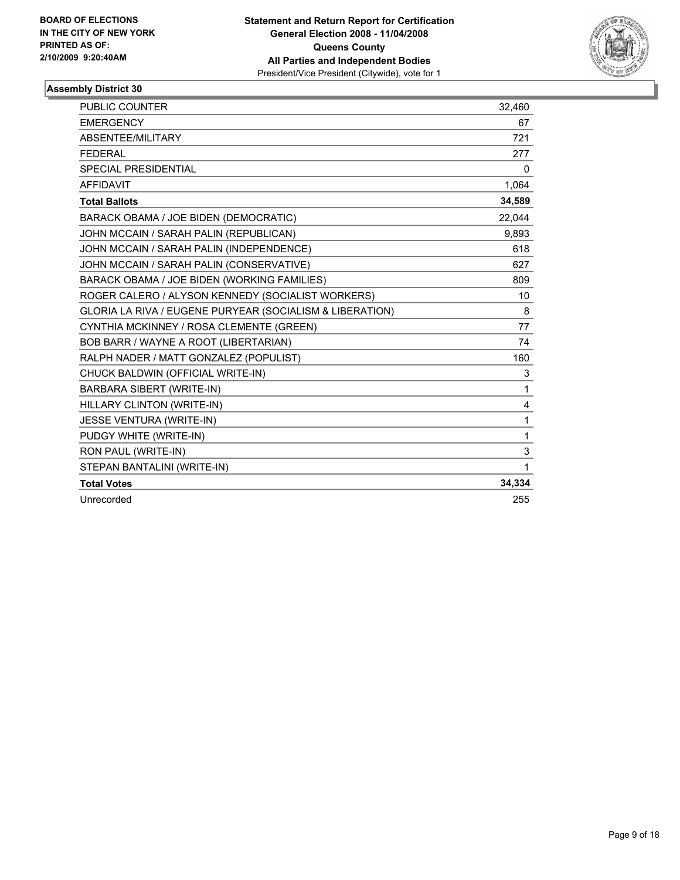**BOARD OF ELECTIONS IN THE CITY OF NEW YORK PRINTED AS OF: 2/10/2009 9:20:40AM**

**Statement and Return Report for Certification**
**General Election 2008 - 11/04/2008**
**Queens County**
**All Parties and Independent Bodies**
President/Vice President (Citywide), vote for 1

## Assembly District 30

| | |
|---|---|
| PUBLIC COUNTER | 32,460 |
| EMERGENCY | 67 |
| ABSENTEE/MILITARY | 721 |
| FEDERAL | 277 |
| SPECIAL PRESIDENTIAL | 0 |
| AFFIDAVIT | 1,064 |
| **Total Ballots** | **34,589** |
| BARACK OBAMA / JOE BIDEN (DEMOCRATIC) | 22,044 |
| JOHN MCCAIN / SARAH PALIN (REPUBLICAN) | 9,893 |
| JOHN MCCAIN / SARAH PALIN (INDEPENDENCE) | 618 |
| JOHN MCCAIN / SARAH PALIN (CONSERVATIVE) | 627 |
| BARACK OBAMA / JOE BIDEN (WORKING FAMILIES) | 809 |
| ROGER CALERO / ALYSON KENNEDY (SOCIALIST WORKERS) | 10 |
| GLORIA LA RIVA / EUGENE PURYEAR (SOCIALISM & LIBERATION) | 8 |
| CYNTHIA MCKINNEY / ROSA CLEMENTE (GREEN) | 77 |
| BOB BARR / WAYNE A ROOT (LIBERTARIAN) | 74 |
| RALPH NADER / MATT GONZALEZ (POPULIST) | 160 |
| CHUCK BALDWIN (OFFICIAL WRITE-IN) | 3 |
| BARBARA SIBERT (WRITE-IN) | 1 |
| HILLARY CLINTON (WRITE-IN) | 4 |
| JESSE VENTURA (WRITE-IN) | 1 |
| PUDGY WHITE (WRITE-IN) | 1 |
| RON PAUL (WRITE-IN) | 3 |
| STEPAN BANTALINI (WRITE-IN) | 1 |
| **Total Votes** | **34,334** |
| Unrecorded | 255 |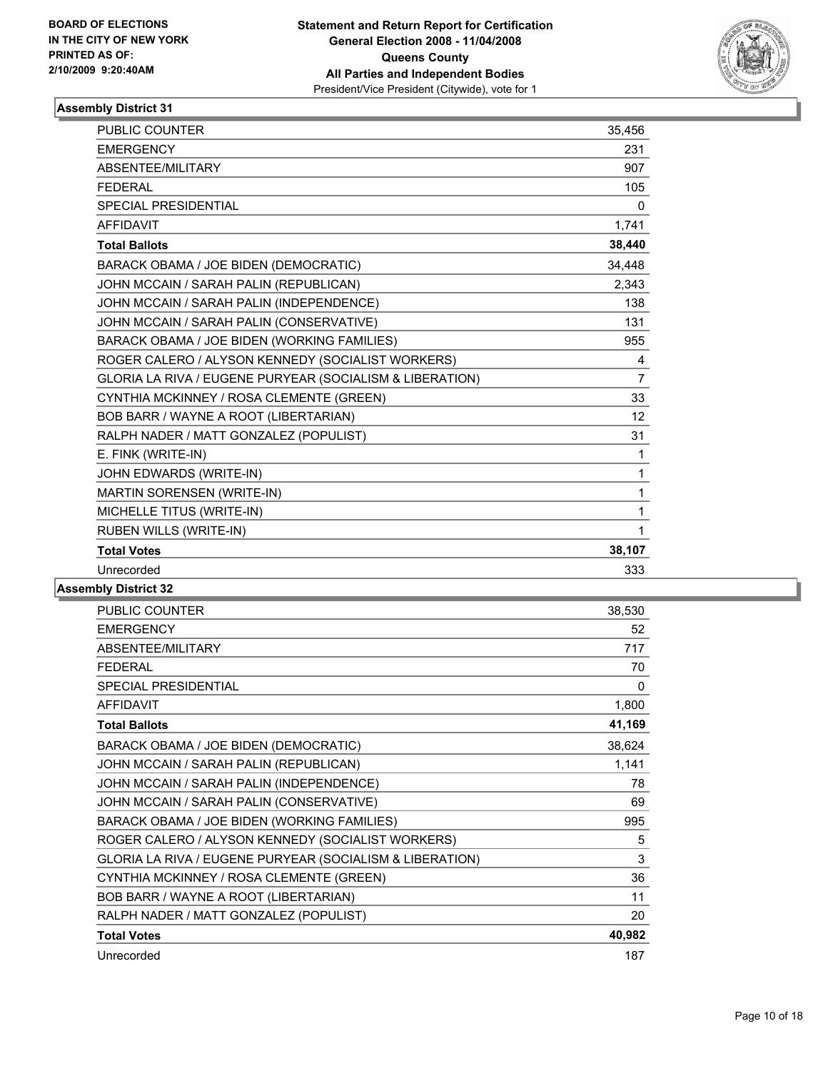**BOARD OF ELECTIONS IN THE CITY OF NEW YORK PRINTED AS OF: 2/10/2009 9:20:40AM**

# Statement and Return Report for Certification
## General Election 2008 - 11/04/2008
## Queens County
## All Parties and Independent Bodies
President/Vice President (Citywide), vote for 1

### Assembly District 31

| | |
|---|---|
| PUBLIC COUNTER | 35,456 |
| EMERGENCY | 231 |
| ABSENTEE/MILITARY | 907 |
| FEDERAL | 105 |
| SPECIAL PRESIDENTIAL | 0 |
| AFFIDAVIT | 1,741 |
| **Total Ballots** | **38,440** |
| BARACK OBAMA / JOE BIDEN (DEMOCRATIC) | 34,448 |
| JOHN MCCAIN / SARAH PALIN (REPUBLICAN) | 2,343 |
| JOHN MCCAIN / SARAH PALIN (INDEPENDENCE) | 138 |
| JOHN MCCAIN / SARAH PALIN (CONSERVATIVE) | 131 |
| BARACK OBAMA / JOE BIDEN (WORKING FAMILIES) | 955 |
| ROGER CALERO / ALYSON KENNEDY (SOCIALIST WORKERS) | 4 |
| GLORIA LA RIVA / EUGENE PURYEAR (SOCIALISM & LIBERATION) | 7 |
| CYNTHIA MCKINNEY / ROSA CLEMENTE (GREEN) | 33 |
| BOB BARR / WAYNE A ROOT (LIBERTARIAN) | 12 |
| RALPH NADER / MATT GONZALEZ (POPULIST) | 31 |
| E. FINK (WRITE-IN) | 1 |
| JOHN EDWARDS (WRITE-IN) | 1 |
| MARTIN SORENSEN (WRITE-IN) | 1 |
| MICHELLE TITUS (WRITE-IN) | 1 |
| RUBEN WILLS (WRITE-IN) | 1 |
| **Total Votes** | **38,107** |
| Unrecorded | 333 |

### Assembly District 32

| | |
|---|---|
| PUBLIC COUNTER | 38,530 |
| EMERGENCY | 52 |
| ABSENTEE/MILITARY | 717 |
| FEDERAL | 70 |
| SPECIAL PRESIDENTIAL | 0 |
| AFFIDAVIT | 1,800 |
| **Total Ballots** | **41,169** |
| BARACK OBAMA / JOE BIDEN (DEMOCRATIC) | 38,624 |
| JOHN MCCAIN / SARAH PALIN (REPUBLICAN) | 1,141 |
| JOHN MCCAIN / SARAH PALIN (INDEPENDENCE) | 78 |
| JOHN MCCAIN / SARAH PALIN (CONSERVATIVE) | 69 |
| BARACK OBAMA / JOE BIDEN (WORKING FAMILIES) | 995 |
| ROGER CALERO / ALYSON KENNEDY (SOCIALIST WORKERS) | 5 |
| GLORIA LA RIVA / EUGENE PURYEAR (SOCIALISM & LIBERATION) | 3 |
| CYNTHIA MCKINNEY / ROSA CLEMENTE (GREEN) | 36 |
| BOB BARR / WAYNE A ROOT (LIBERTARIAN) | 11 |
| RALPH NADER / MATT GONZALEZ (POPULIST) | 20 |
| **Total Votes** | **40,982** |
| Unrecorded | 187 |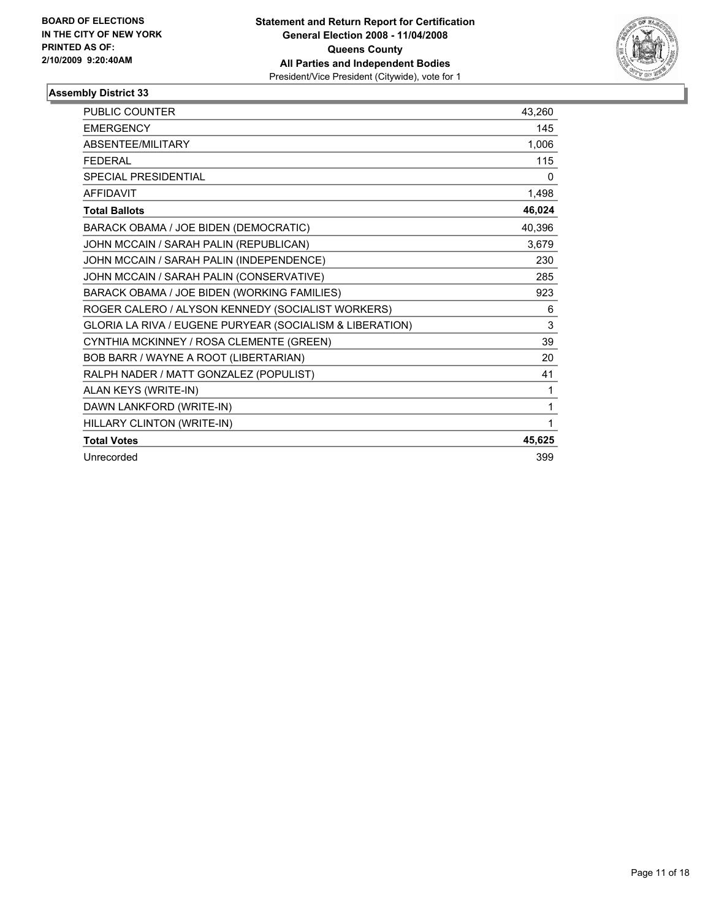**BOARD OF ELECTIONS IN THE CITY OF NEW YORK PRINTED AS OF: 2/10/2009 9:20:40AM**

**Statement and Return Report for Certification General Election 2008 - 11/04/2008 Queens County All Parties and Independent Bodies**

President/Vice President (Citywide), vote for 1

### Assembly District 33

| | |
|---|---|
| PUBLIC COUNTER | 43,260 |
| EMERGENCY | 145 |
| ABSENTEE/MILITARY | 1,006 |
| FEDERAL | 115 |
| SPECIAL PRESIDENTIAL | 0 |
| AFFIDAVIT | 1,498 |
| **Total Ballots** | **46,024** |
| BARACK OBAMA / JOE BIDEN (DEMOCRATIC) | 40,396 |
| JOHN MCCAIN / SARAH PALIN (REPUBLICAN) | 3,679 |
| JOHN MCCAIN / SARAH PALIN (INDEPENDENCE) | 230 |
| JOHN MCCAIN / SARAH PALIN (CONSERVATIVE) | 285 |
| BARACK OBAMA / JOE BIDEN (WORKING FAMILIES) | 923 |
| ROGER CALERO / ALYSON KENNEDY (SOCIALIST WORKERS) | 6 |
| GLORIA LA RIVA / EUGENE PURYEAR (SOCIALISM & LIBERATION) | 3 |
| CYNTHIA MCKINNEY / ROSA CLEMENTE (GREEN) | 39 |
| BOB BARR / WAYNE A ROOT (LIBERTARIAN) | 20 |
| RALPH NADER / MATT GONZALEZ (POPULIST) | 41 |
| ALAN KEYS (WRITE-IN) | 1 |
| DAWN LANKFORD (WRITE-IN) | 1 |
| HILLARY CLINTON (WRITE-IN) | 1 |
| **Total Votes** | **45,625** |
| Unrecorded | 399 |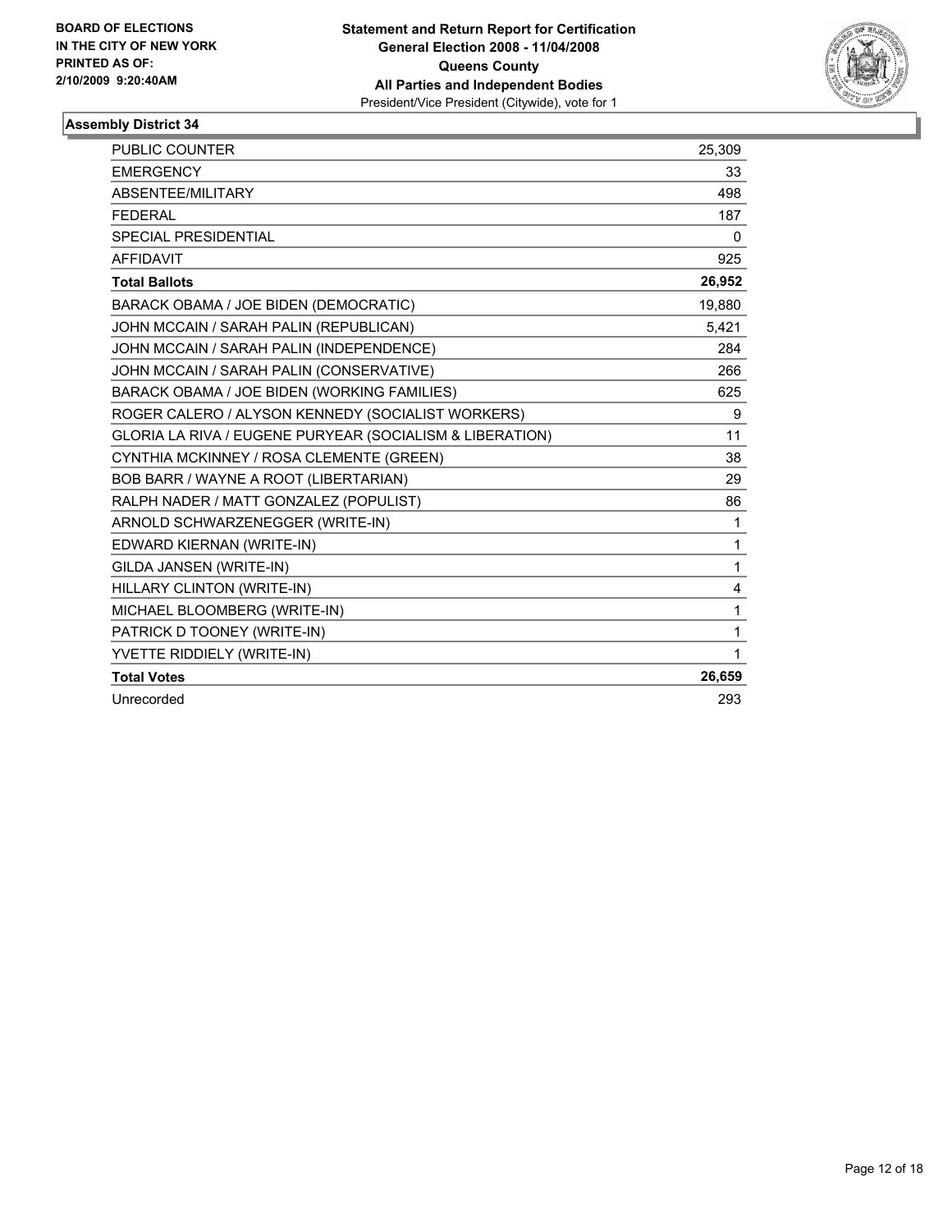**BOARD OF ELECTIONS IN THE CITY OF NEW YORK PRINTED AS OF: 2/10/2009 9:20:40AM**

**Statement and Return Report for Certification General Election 2008 - 11/04/2008 Queens County All Parties and Independent Bodies**
President/Vice President (Citywide), vote for 1

### Assembly District 34

| | |
|---|---|
| PUBLIC COUNTER | 25,309 |
| EMERGENCY | 33 |
| ABSENTEE/MILITARY | 498 |
| FEDERAL | 187 |
| SPECIAL PRESIDENTIAL | 0 |
| AFFIDAVIT | 925 |
| **Total Ballots** | **26,952** |
| BARACK OBAMA / JOE BIDEN (DEMOCRATIC) | 19,880 |
| JOHN MCCAIN / SARAH PALIN (REPUBLICAN) | 5,421 |
| JOHN MCCAIN / SARAH PALIN (INDEPENDENCE) | 284 |
| JOHN MCCAIN / SARAH PALIN (CONSERVATIVE) | 266 |
| BARACK OBAMA / JOE BIDEN (WORKING FAMILIES) | 625 |
| ROGER CALERO / ALYSON KENNEDY (SOCIALIST WORKERS) | 9 |
| GLORIA LA RIVA / EUGENE PURYEAR (SOCIALISM & LIBERATION) | 11 |
| CYNTHIA MCKINNEY / ROSA CLEMENTE (GREEN) | 38 |
| BOB BARR / WAYNE A ROOT (LIBERTARIAN) | 29 |
| RALPH NADER / MATT GONZALEZ (POPULIST) | 86 |
| ARNOLD SCHWARZENEGGER (WRITE-IN) | 1 |
| EDWARD KIERNAN (WRITE-IN) | 1 |
| GILDA JANSEN (WRITE-IN) | 1 |
| HILLARY CLINTON (WRITE-IN) | 4 |
| MICHAEL BLOOMBERG (WRITE-IN) | 1 |
| PATRICK D TOONEY (WRITE-IN) | 1 |
| YVETTE RIDDIELY (WRITE-IN) | 1 |
| **Total Votes** | **26,659** |
| Unrecorded | 293 |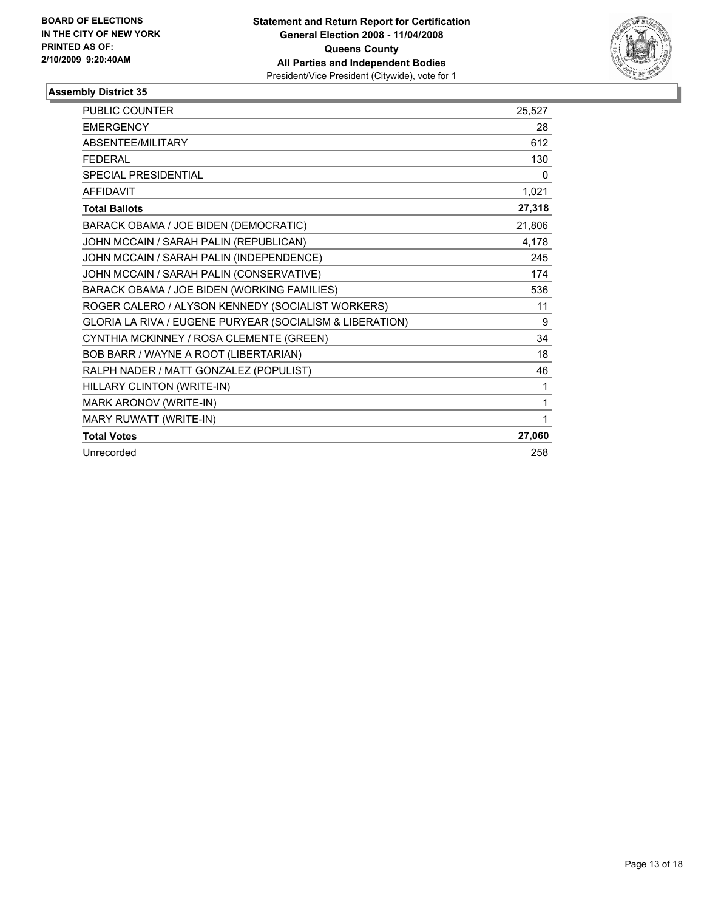**BOARD OF ELECTIONS IN THE CITY OF NEW YORK PRINTED AS OF: 2/10/2009 9:20:40AM**

**Statement and Return Report for Certification General Election 2008 - 11/04/2008 Queens County All Parties and Independent Bodies**

President/Vice President (Citywide), vote for 1

### Assembly District 35

| | |
|---|---|
| PUBLIC COUNTER | 25,527 |
| EMERGENCY | 28 |
| ABSENTEE/MILITARY | 612 |
| FEDERAL | 130 |
| SPECIAL PRESIDENTIAL | 0 |
| AFFIDAVIT | 1,021 |
| **Total Ballots** | **27,318** |
| BARACK OBAMA / JOE BIDEN (DEMOCRATIC) | 21,806 |
| JOHN MCCAIN / SARAH PALIN (REPUBLICAN) | 4,178 |
| JOHN MCCAIN / SARAH PALIN (INDEPENDENCE) | 245 |
| JOHN MCCAIN / SARAH PALIN (CONSERVATIVE) | 174 |
| BARACK OBAMA / JOE BIDEN (WORKING FAMILIES) | 536 |
| ROGER CALERO / ALYSON KENNEDY (SOCIALIST WORKERS) | 11 |
| GLORIA LA RIVA / EUGENE PURYEAR (SOCIALISM & LIBERATION) | 9 |
| CYNTHIA MCKINNEY / ROSA CLEMENTE (GREEN) | 34 |
| BOB BARR / WAYNE A ROOT (LIBERTARIAN) | 18 |
| RALPH NADER / MATT GONZALEZ (POPULIST) | 46 |
| HILLARY CLINTON (WRITE-IN) | 1 |
| MARK ARONOV (WRITE-IN) | 1 |
| MARY RUWATT (WRITE-IN) | 1 |
| **Total Votes** | **27,060** |
| Unrecorded | 258 |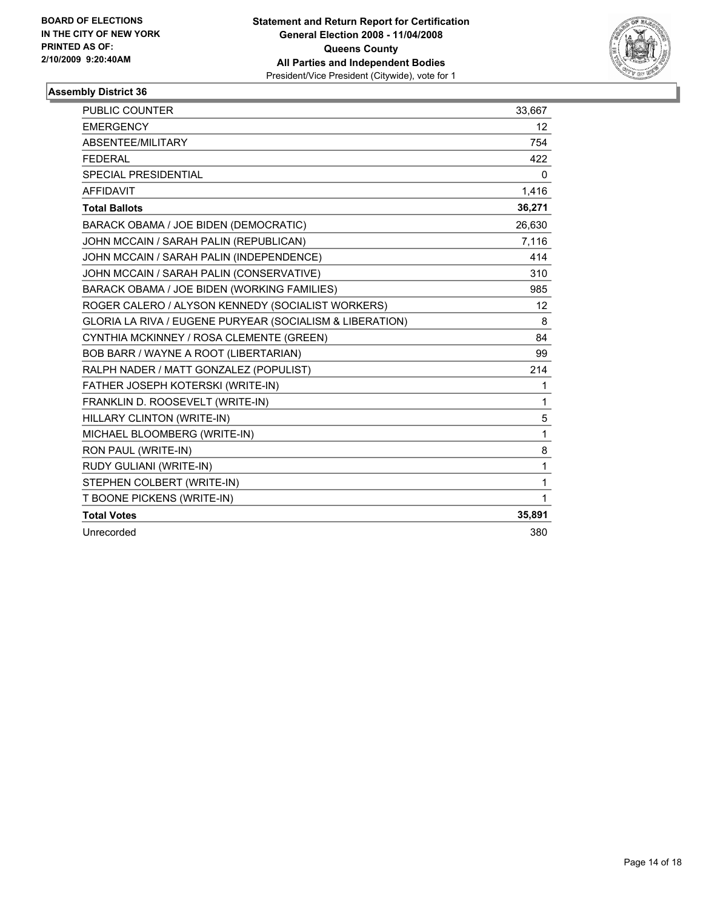**BOARD OF ELECTIONS IN THE CITY OF NEW YORK PRINTED AS OF: 2/10/2009 9:20:40AM**

**Statement and Return Report for Certification**
**General Election 2008 - 11/04/2008**
**Queens County**
**All Parties and Independent Bodies**
President/Vice President (Citywide), vote for 1

### Assembly District 36

| | |
|---|---|
| PUBLIC COUNTER | 33,667 |
| EMERGENCY | 12 |
| ABSENTEE/MILITARY | 754 |
| FEDERAL | 422 |
| SPECIAL PRESIDENTIAL | 0 |
| AFFIDAVIT | 1,416 |
| **Total Ballots** | **36,271** |
| BARACK OBAMA / JOE BIDEN (DEMOCRATIC) | 26,630 |
| JOHN MCCAIN / SARAH PALIN (REPUBLICAN) | 7,116 |
| JOHN MCCAIN / SARAH PALIN (INDEPENDENCE) | 414 |
| JOHN MCCAIN / SARAH PALIN (CONSERVATIVE) | 310 |
| BARACK OBAMA / JOE BIDEN (WORKING FAMILIES) | 985 |
| ROGER CALERO / ALYSON KENNEDY (SOCIALIST WORKERS) | 12 |
| GLORIA LA RIVA / EUGENE PURYEAR (SOCIALISM & LIBERATION) | 8 |
| CYNTHIA MCKINNEY / ROSA CLEMENTE (GREEN) | 84 |
| BOB BARR / WAYNE A ROOT (LIBERTARIAN) | 99 |
| RALPH NADER / MATT GONZALEZ (POPULIST) | 214 |
| FATHER JOSEPH KOTERSKI (WRITE-IN) | 1 |
| FRANKLIN D. ROOSEVELT (WRITE-IN) | 1 |
| HILLARY CLINTON (WRITE-IN) | 5 |
| MICHAEL BLOOMBERG (WRITE-IN) | 1 |
| RON PAUL (WRITE-IN) | 8 |
| RUDY GULIANI (WRITE-IN) | 1 |
| STEPHEN COLBERT (WRITE-IN) | 1 |
| T BOONE PICKENS (WRITE-IN) | 1 |
| **Total Votes** | **35,891** |
| Unrecorded | 380 |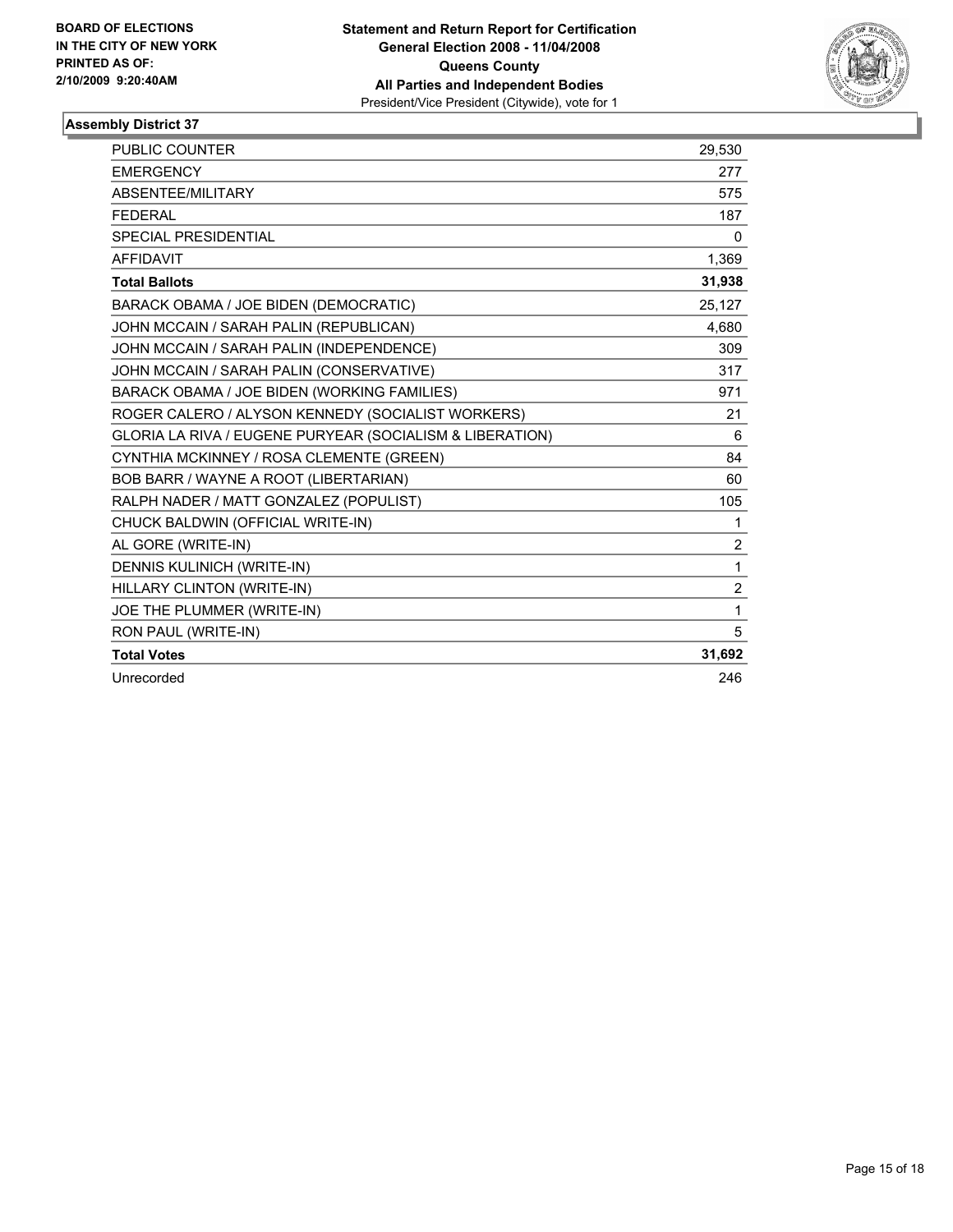**BOARD OF ELECTIONS IN THE CITY OF NEW YORK**
**PRINTED AS OF: 2/10/2009 9:20:40AM**

**Statement and Return Report for Certification**
**General Election 2008 - 11/04/2008**
**Queens County**
**All Parties and Independent Bodies**
President/Vice President (Citywide), vote for 1

### Assembly District 37

| | |
|---|---|
| PUBLIC COUNTER | 29,530 |
| EMERGENCY | 277 |
| ABSENTEE/MILITARY | 575 |
| FEDERAL | 187 |
| SPECIAL PRESIDENTIAL | 0 |
| AFFIDAVIT | 1,369 |
| **Total Ballots** | **31,938** |
| BARACK OBAMA / JOE BIDEN (DEMOCRATIC) | 25,127 |
| JOHN MCCAIN / SARAH PALIN (REPUBLICAN) | 4,680 |
| JOHN MCCAIN / SARAH PALIN (INDEPENDENCE) | 309 |
| JOHN MCCAIN / SARAH PALIN (CONSERVATIVE) | 317 |
| BARACK OBAMA / JOE BIDEN (WORKING FAMILIES) | 971 |
| ROGER CALERO / ALYSON KENNEDY (SOCIALIST WORKERS) | 21 |
| GLORIA LA RIVA / EUGENE PURYEAR (SOCIALISM & LIBERATION) | 6 |
| CYNTHIA MCKINNEY / ROSA CLEMENTE (GREEN) | 84 |
| BOB BARR / WAYNE A ROOT (LIBERTARIAN) | 60 |
| RALPH NADER / MATT GONZALEZ (POPULIST) | 105 |
| CHUCK BALDWIN (OFFICIAL WRITE-IN) | 1 |
| AL GORE (WRITE-IN) | 2 |
| DENNIS KULINICH (WRITE-IN) | 1 |
| HILLARY CLINTON (WRITE-IN) | 2 |
| JOE THE PLUMMER (WRITE-IN) | 1 |
| RON PAUL (WRITE-IN) | 5 |
| **Total Votes** | **31,692** |
| Unrecorded | 246 |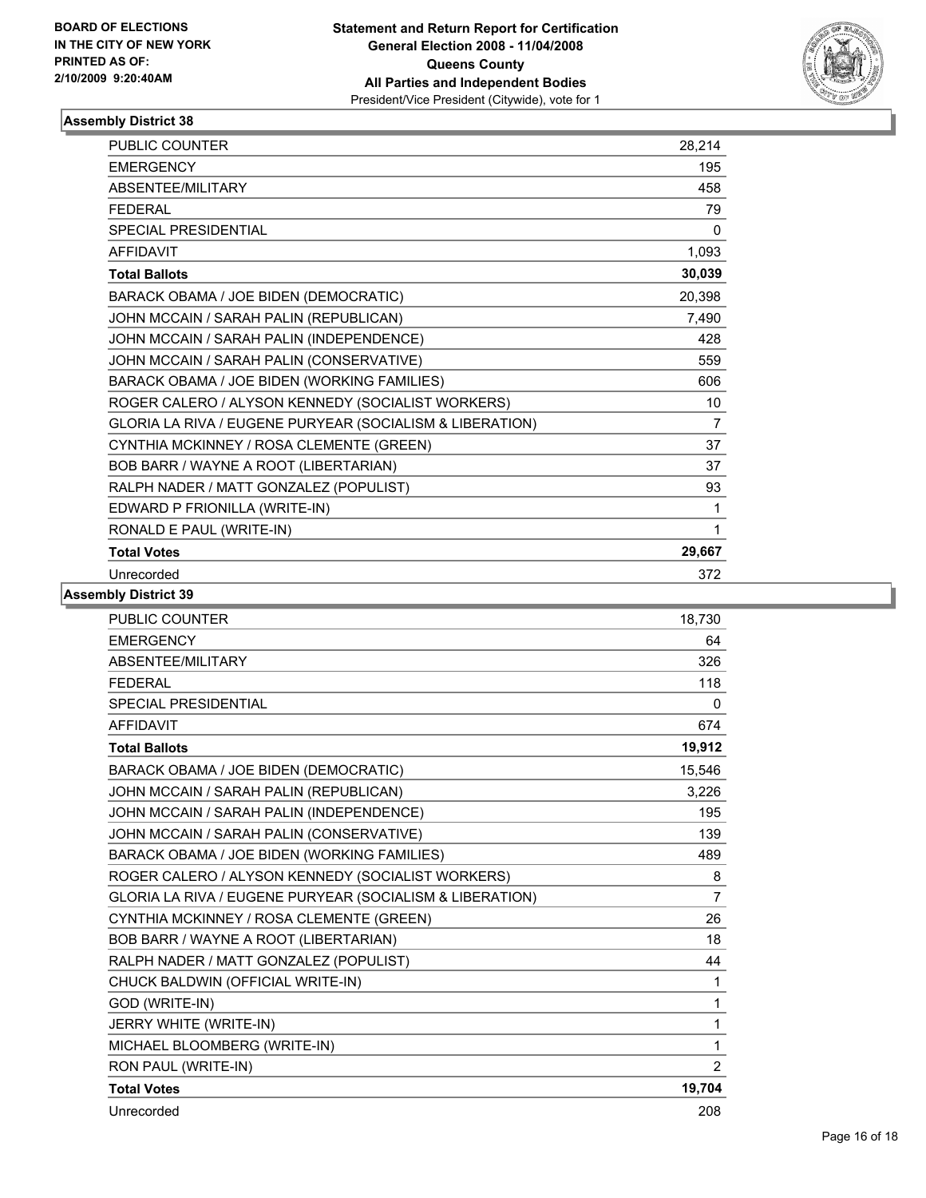BOARD OF ELECTIONS
IN THE CITY OF NEW YORK
PRINTED AS OF:
2/10/2009 9:20:40AM

**Statement and Return Report for Certification**
**General Election 2008 - 11/04/2008**
**Queens County**
**All Parties and Independent Bodies**
President/Vice President (Citywide), vote for 1

### Assembly District 38

| | |
|---|---|
| PUBLIC COUNTER | 28,214 |
| EMERGENCY | 195 |
| ABSENTEE/MILITARY | 458 |
| FEDERAL | 79 |
| SPECIAL PRESIDENTIAL | 0 |
| AFFIDAVIT | 1,093 |
| **Total Ballots** | **30,039** |
| BARACK OBAMA / JOE BIDEN (DEMOCRATIC) | 20,398 |
| JOHN MCCAIN / SARAH PALIN (REPUBLICAN) | 7,490 |
| JOHN MCCAIN / SARAH PALIN (INDEPENDENCE) | 428 |
| JOHN MCCAIN / SARAH PALIN (CONSERVATIVE) | 559 |
| BARACK OBAMA / JOE BIDEN (WORKING FAMILIES) | 606 |
| ROGER CALERO / ALYSON KENNEDY (SOCIALIST WORKERS) | 10 |
| GLORIA LA RIVA / EUGENE PURYEAR (SOCIALISM & LIBERATION) | 7 |
| CYNTHIA MCKINNEY / ROSA CLEMENTE (GREEN) | 37 |
| BOB BARR / WAYNE A ROOT (LIBERTARIAN) | 37 |
| RALPH NADER / MATT GONZALEZ (POPULIST) | 93 |
| EDWARD P FRIONILLA (WRITE-IN) | 1 |
| RONALD E PAUL (WRITE-IN) | 1 |
| **Total Votes** | **29,667** |
| Unrecorded | 372 |

### Assembly District 39

| | |
|---|---|
| PUBLIC COUNTER | 18,730 |
| EMERGENCY | 64 |
| ABSENTEE/MILITARY | 326 |
| FEDERAL | 118 |
| SPECIAL PRESIDENTIAL | 0 |
| AFFIDAVIT | 674 |
| **Total Ballots** | **19,912** |
| BARACK OBAMA / JOE BIDEN (DEMOCRATIC) | 15,546 |
| JOHN MCCAIN / SARAH PALIN (REPUBLICAN) | 3,226 |
| JOHN MCCAIN / SARAH PALIN (INDEPENDENCE) | 195 |
| JOHN MCCAIN / SARAH PALIN (CONSERVATIVE) | 139 |
| BARACK OBAMA / JOE BIDEN (WORKING FAMILIES) | 489 |
| ROGER CALERO / ALYSON KENNEDY (SOCIALIST WORKERS) | 8 |
| GLORIA LA RIVA / EUGENE PURYEAR (SOCIALISM & LIBERATION) | 7 |
| CYNTHIA MCKINNEY / ROSA CLEMENTE (GREEN) | 26 |
| BOB BARR / WAYNE A ROOT (LIBERTARIAN) | 18 |
| RALPH NADER / MATT GONZALEZ (POPULIST) | 44 |
| CHUCK BALDWIN (OFFICIAL WRITE-IN) | 1 |
| GOD (WRITE-IN) | 1 |
| JERRY WHITE (WRITE-IN) | 1 |
| MICHAEL BLOOMBERG (WRITE-IN) | 1 |
| RON PAUL (WRITE-IN) | 2 |
| **Total Votes** | **19,704** |
| Unrecorded | 208 |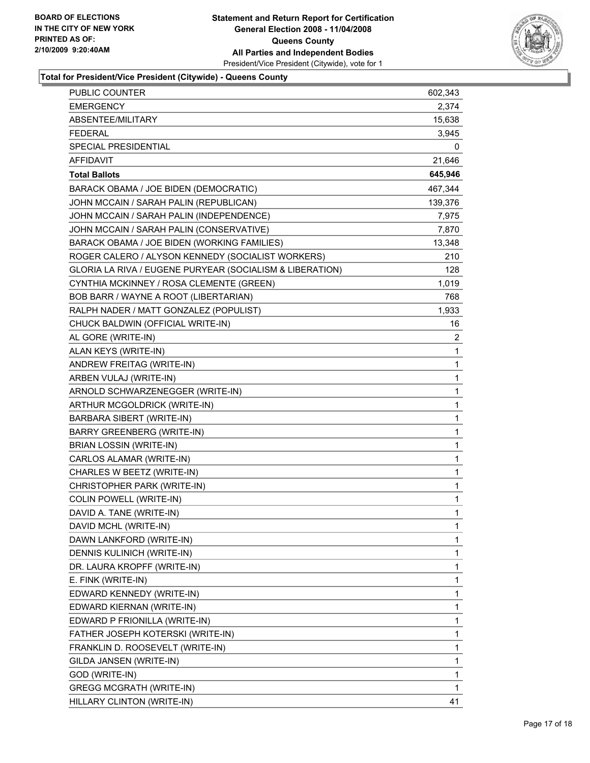BOARD OF ELECTIONS
IN THE CITY OF NEW YORK
PRINTED AS OF:
2/10/2009 9:20:40AM

**Statement and Return Report for Certification**
**General Election 2008 - 11/04/2008**
**Queens County**
**All Parties and Independent Bodies**
President/Vice President (Citywide), vote for 1

### Total for President/Vice President (Citywide) - Queens County

| | |
|---|---|
| PUBLIC COUNTER | 602,343 |
| EMERGENCY | 2,374 |
| ABSENTEE/MILITARY | 15,638 |
| FEDERAL | 3,945 |
| SPECIAL PRESIDENTIAL | 0 |
| AFFIDAVIT | 21,646 |
| **Total Ballots** | **645,946** |
| BARACK OBAMA / JOE BIDEN (DEMOCRATIC) | 467,344 |
| JOHN MCCAIN / SARAH PALIN (REPUBLICAN) | 139,376 |
| JOHN MCCAIN / SARAH PALIN (INDEPENDENCE) | 7,975 |
| JOHN MCCAIN / SARAH PALIN (CONSERVATIVE) | 7,870 |
| BARACK OBAMA / JOE BIDEN (WORKING FAMILIES) | 13,348 |
| ROGER CALERO / ALYSON KENNEDY (SOCIALIST WORKERS) | 210 |
| GLORIA LA RIVA / EUGENE PURYEAR (SOCIALISM & LIBERATION) | 128 |
| CYNTHIA MCKINNEY / ROSA CLEMENTE (GREEN) | 1,019 |
| BOB BARR / WAYNE A ROOT (LIBERTARIAN) | 768 |
| RALPH NADER / MATT GONZALEZ (POPULIST) | 1,933 |
| CHUCK BALDWIN (OFFICIAL WRITE-IN) | 16 |
| AL GORE (WRITE-IN) | 2 |
| ALAN KEYS (WRITE-IN) | 1 |
| ANDREW FREITAG (WRITE-IN) | 1 |
| ARBEN VULAJ (WRITE-IN) | 1 |
| ARNOLD SCHWARZENEGGER (WRITE-IN) | 1 |
| ARTHUR MCGOLDRICK (WRITE-IN) | 1 |
| BARBARA SIBERT (WRITE-IN) | 1 |
| BARRY GREENBERG (WRITE-IN) | 1 |
| BRIAN LOSSIN (WRITE-IN) | 1 |
| CARLOS ALAMAR (WRITE-IN) | 1 |
| CHARLES W BEETZ (WRITE-IN) | 1 |
| CHRISTOPHER PARK (WRITE-IN) | 1 |
| COLIN POWELL (WRITE-IN) | 1 |
| DAVID A. TANE (WRITE-IN) | 1 |
| DAVID MCHL (WRITE-IN) | 1 |
| DAWN LANKFORD (WRITE-IN) | 1 |
| DENNIS KULINICH (WRITE-IN) | 1 |
| DR. LAURA KROPFF (WRITE-IN) | 1 |
| E. FINK (WRITE-IN) | 1 |
| EDWARD KENNEDY (WRITE-IN) | 1 |
| EDWARD KIERNAN (WRITE-IN) | 1 |
| EDWARD P FRIONILLA (WRITE-IN) | 1 |
| FATHER JOSEPH KOTERSKI (WRITE-IN) | 1 |
| FRANKLIN D. ROOSEVELT (WRITE-IN) | 1 |
| GILDA JANSEN (WRITE-IN) | 1 |
| GOD (WRITE-IN) | 1 |
| GREGG MCGRATH (WRITE-IN) | 1 |
| HILLARY CLINTON (WRITE-IN) | 41 |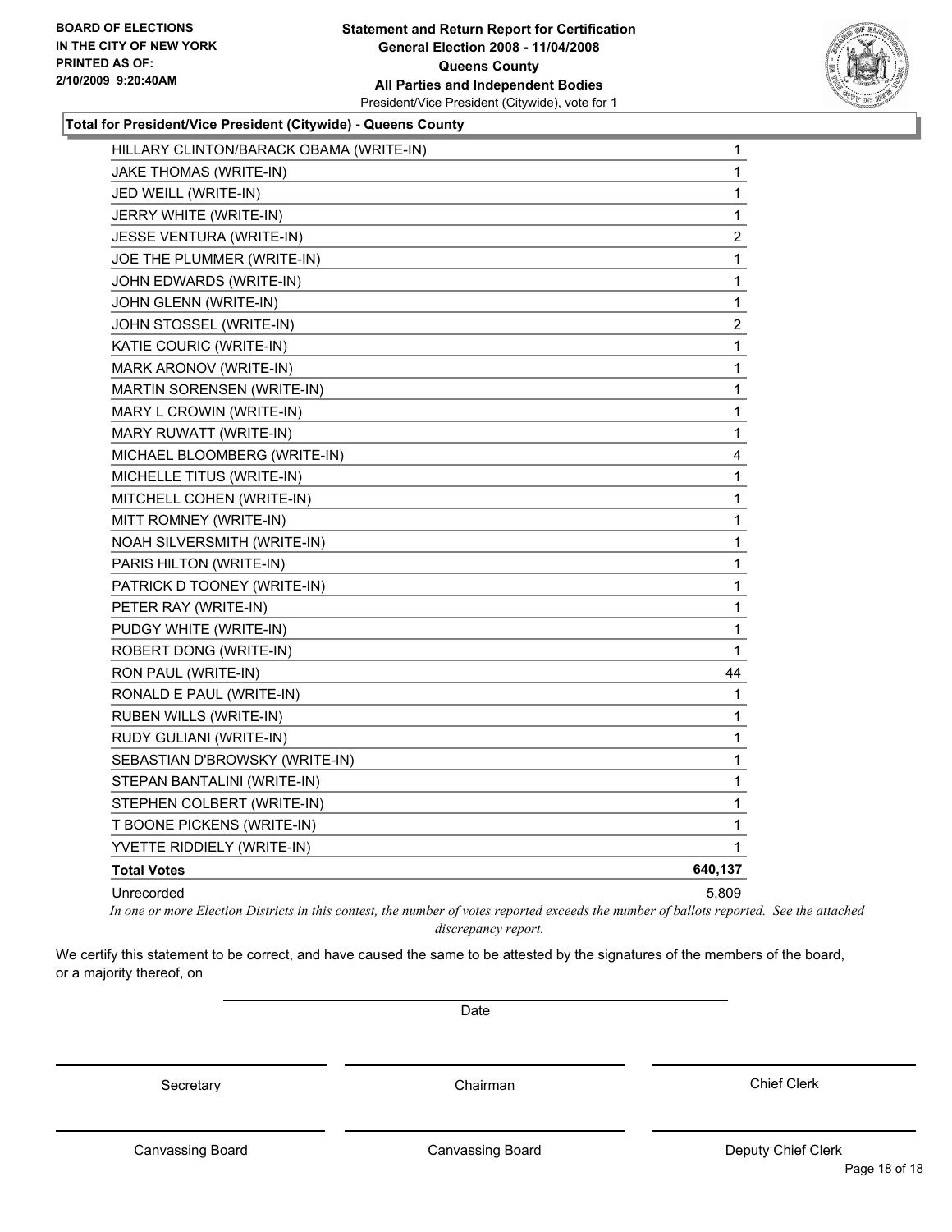**BOARD OF ELECTIONS IN THE CITY OF NEW YORK PRINTED AS OF: 2/10/2009 9:20:40AM**

**Statement and Return Report for Certification**
**General Election 2008 - 11/04/2008**
**Queens County**
**All Parties and Independent Bodies**
President/Vice President (Citywide), vote for 1

**Total for President/Vice President (Citywide) - Queens County**

| | |
|---|---|
| HILLARY CLINTON/BARACK OBAMA (WRITE-IN) | 1 |
| JAKE THOMAS (WRITE-IN) | 1 |
| JED WEILL (WRITE-IN) | 1 |
| JERRY WHITE (WRITE-IN) | 1 |
| JESSE VENTURA (WRITE-IN) | 2 |
| JOE THE PLUMMER (WRITE-IN) | 1 |
| JOHN EDWARDS (WRITE-IN) | 1 |
| JOHN GLENN (WRITE-IN) | 1 |
| JOHN STOSSEL (WRITE-IN) | 2 |
| KATIE COURIC (WRITE-IN) | 1 |
| MARK ARONOV (WRITE-IN) | 1 |
| MARTIN SORENSEN (WRITE-IN) | 1 |
| MARY L CROWIN (WRITE-IN) | 1 |
| MARY RUWATT (WRITE-IN) | 1 |
| MICHAEL BLOOMBERG (WRITE-IN) | 4 |
| MICHELLE TITUS (WRITE-IN) | 1 |
| MITCHELL COHEN (WRITE-IN) | 1 |
| MITT ROMNEY (WRITE-IN) | 1 |
| NOAH SILVERSMITH (WRITE-IN) | 1 |
| PARIS HILTON (WRITE-IN) | 1 |
| PATRICK D TOONEY (WRITE-IN) | 1 |
| PETER RAY (WRITE-IN) | 1 |
| PUDGY WHITE (WRITE-IN) | 1 |
| ROBERT DONG (WRITE-IN) | 1 |
| RON PAUL (WRITE-IN) | 44 |
| RONALD E PAUL (WRITE-IN) | 1 |
| RUBEN WILLS (WRITE-IN) | 1 |
| RUDY GULIANI (WRITE-IN) | 1 |
| SEBASTIAN D'BROWSKY (WRITE-IN) | 1 |
| STEPAN BANTALINI (WRITE-IN) | 1 |
| STEPHEN COLBERT (WRITE-IN) | 1 |
| T BOONE PICKENS (WRITE-IN) | 1 |
| YVETTE RIDDIELY (WRITE-IN) | 1 |
| **Total Votes** | **640,137** |
| Unrecorded | 5,809 |

*In one or more Election Districts in this contest, the number of votes reported exceeds the number of ballots reported. See the attached discrepancy report.*

We certify this statement to be correct, and have caused the same to be attested by the signatures of the members of the board, or a majority thereof, on

Date

Secretary | Chairman | Chief Clerk

Canvassing Board | Canvassing Board | Deputy Chief Clerk